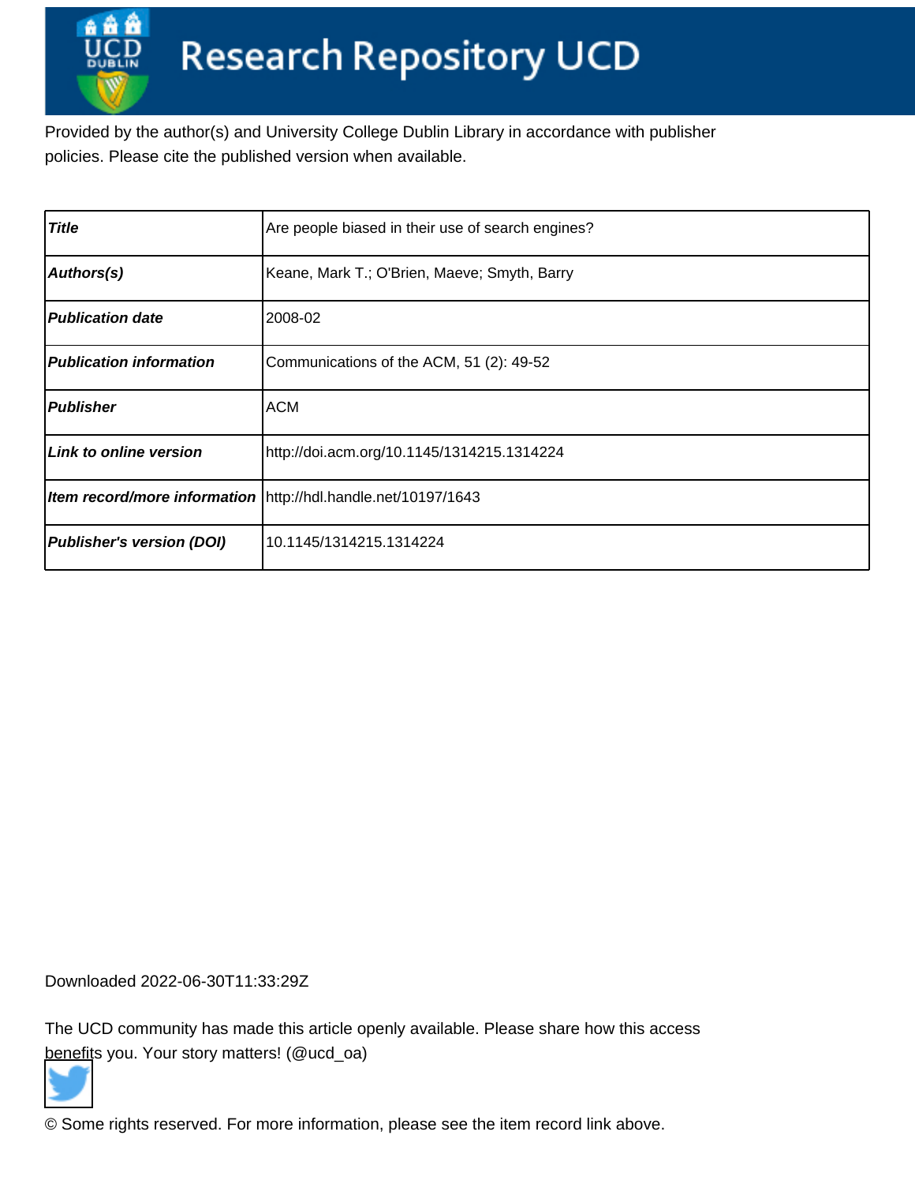# Research Repository UCD

Provided by the author(s) and University College Dublin Library in accordance with publisher policies. Please cite the published version when available.

| | |
|---|---|
| ***Title*** | Are people biased in their use of search engines? |
| ***Authors(s)*** | Keane, Mark T.; O'Brien, Maeve; Smyth, Barry |
| ***Publication date*** | 2008-02 |
| ***Publication information*** | Communications of the ACM, 51 (2): 49-52 |
| ***Publisher*** | ACM |
| ***Link to online version*** | http://doi.acm.org/10.1145/1314215.1314224 |
| ***Item record/more information*** | http://hdl.handle.net/10197/1643 |
| ***Publisher's version (DOI)*** | 10.1145/1314215.1314224 |

Downloaded 2022-06-30T11:33:29Z

The UCD community has made this article openly available. Please share how this access benefits you. Your story matters! (@ucd_oa)

© Some rights reserved. For more information, please see the item record link above.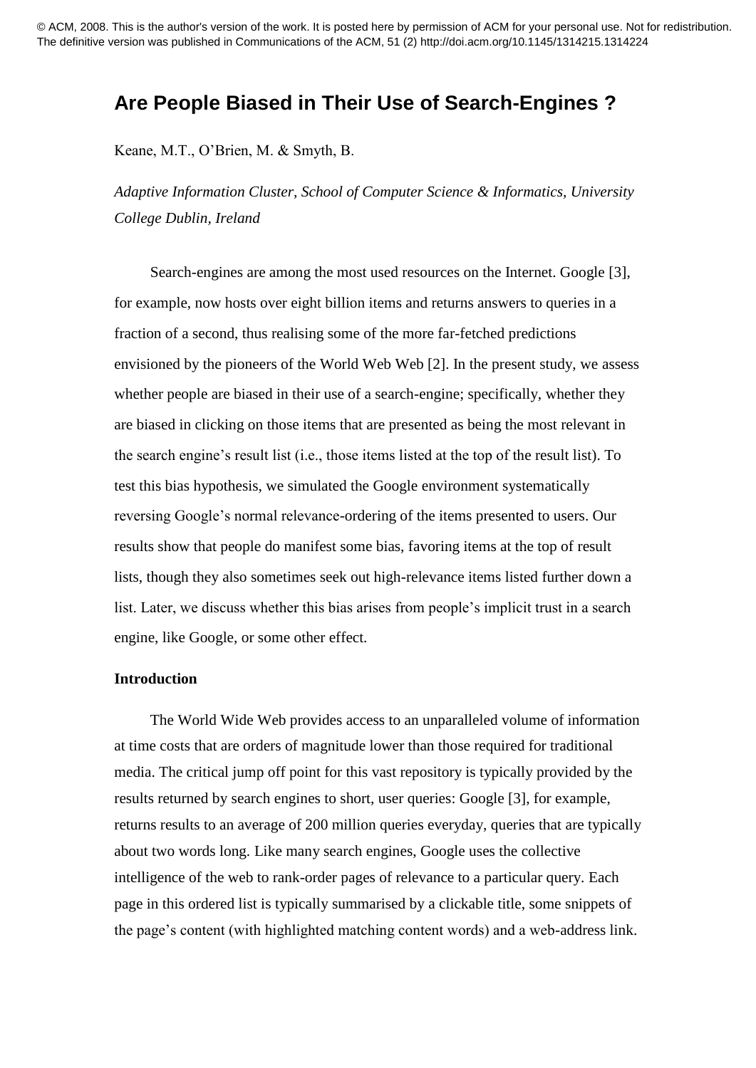© ACM, 2008. This is the author's version of the work. It is posted here by permission of ACM for your personal use. Not for redistribution. The definitive version was published in Communications of the ACM, 51 (2) http://doi.acm.org/10.1145/1314215.1314224

# Are People Biased in Their Use of Search-Engines ?

Keane, M.T., O'Brien, M. & Smyth, B.

*Adaptive Information Cluster, School of Computer Science & Informatics, University College Dublin, Ireland*

Search-engines are among the most used resources on the Internet. Google [3], for example, now hosts over eight billion items and returns answers to queries in a fraction of a second, thus realising some of the more far-fetched predictions envisioned by the pioneers of the World Web Web [2]. In the present study, we assess whether people are biased in their use of a search-engine; specifically, whether they are biased in clicking on those items that are presented as being the most relevant in the search engine's result list (i.e., those items listed at the top of the result list). To test this bias hypothesis, we simulated the Google environment systematically reversing Google's normal relevance-ordering of the items presented to users. Our results show that people do manifest some bias, favoring items at the top of result lists, though they also sometimes seek out high-relevance items listed further down a list. Later, we discuss whether this bias arises from people's implicit trust in a search engine, like Google, or some other effect.

## Introduction

The World Wide Web provides access to an unparalleled volume of information at time costs that are orders of magnitude lower than those required for traditional media. The critical jump off point for this vast repository is typically provided by the results returned by search engines to short, user queries: Google [3], for example, returns results to an average of 200 million queries everyday, queries that are typically about two words long. Like many search engines, Google uses the collective intelligence of the web to rank-order pages of relevance to a particular query. Each page in this ordered list is typically summarised by a clickable title, some snippets of the page's content (with highlighted matching content words) and a web-address link.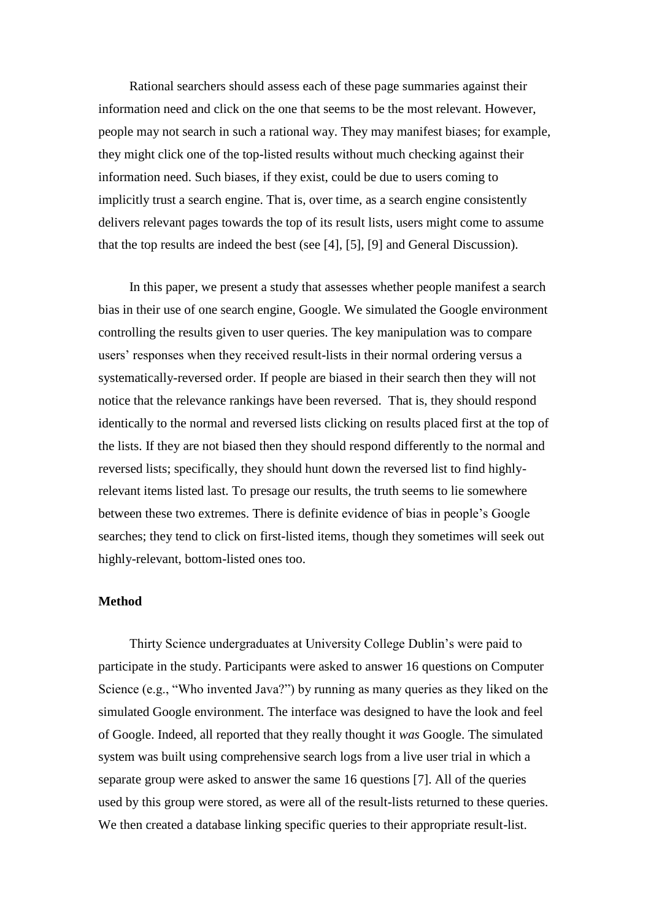Rational searchers should assess each of these page summaries against their information need and click on the one that seems to be the most relevant. However, people may not search in such a rational way. They may manifest biases; for example, they might click one of the top-listed results without much checking against their information need. Such biases, if they exist, could be due to users coming to implicitly trust a search engine. That is, over time, as a search engine consistently delivers relevant pages towards the top of its result lists, users might come to assume that the top results are indeed the best (see [4], [5], [9] and General Discussion).

In this paper, we present a study that assesses whether people manifest a search bias in their use of one search engine, Google. We simulated the Google environment controlling the results given to user queries. The key manipulation was to compare users' responses when they received result-lists in their normal ordering versus a systematically-reversed order. If people are biased in their search then they will not notice that the relevance rankings have been reversed. That is, they should respond identically to the normal and reversed lists clicking on results placed first at the top of the lists. If they are not biased then they should respond differently to the normal and reversed lists; specifically, they should hunt down the reversed list to find highly-relevant items listed last. To presage our results, the truth seems to lie somewhere between these two extremes. There is definite evidence of bias in people's Google searches; they tend to click on first-listed items, though they sometimes will seek out highly-relevant, bottom-listed ones too.

**Method**

Thirty Science undergraduates at University College Dublin's were paid to participate in the study. Participants were asked to answer 16 questions on Computer Science (e.g., "Who invented Java?") by running as many queries as they liked on the simulated Google environment. The interface was designed to have the look and feel of Google. Indeed, all reported that they really thought it *was* Google. The simulated system was built using comprehensive search logs from a live user trial in which a separate group were asked to answer the same 16 questions [7]. All of the queries used by this group were stored, as were all of the result-lists returned to these queries. We then created a database linking specific queries to their appropriate result-list.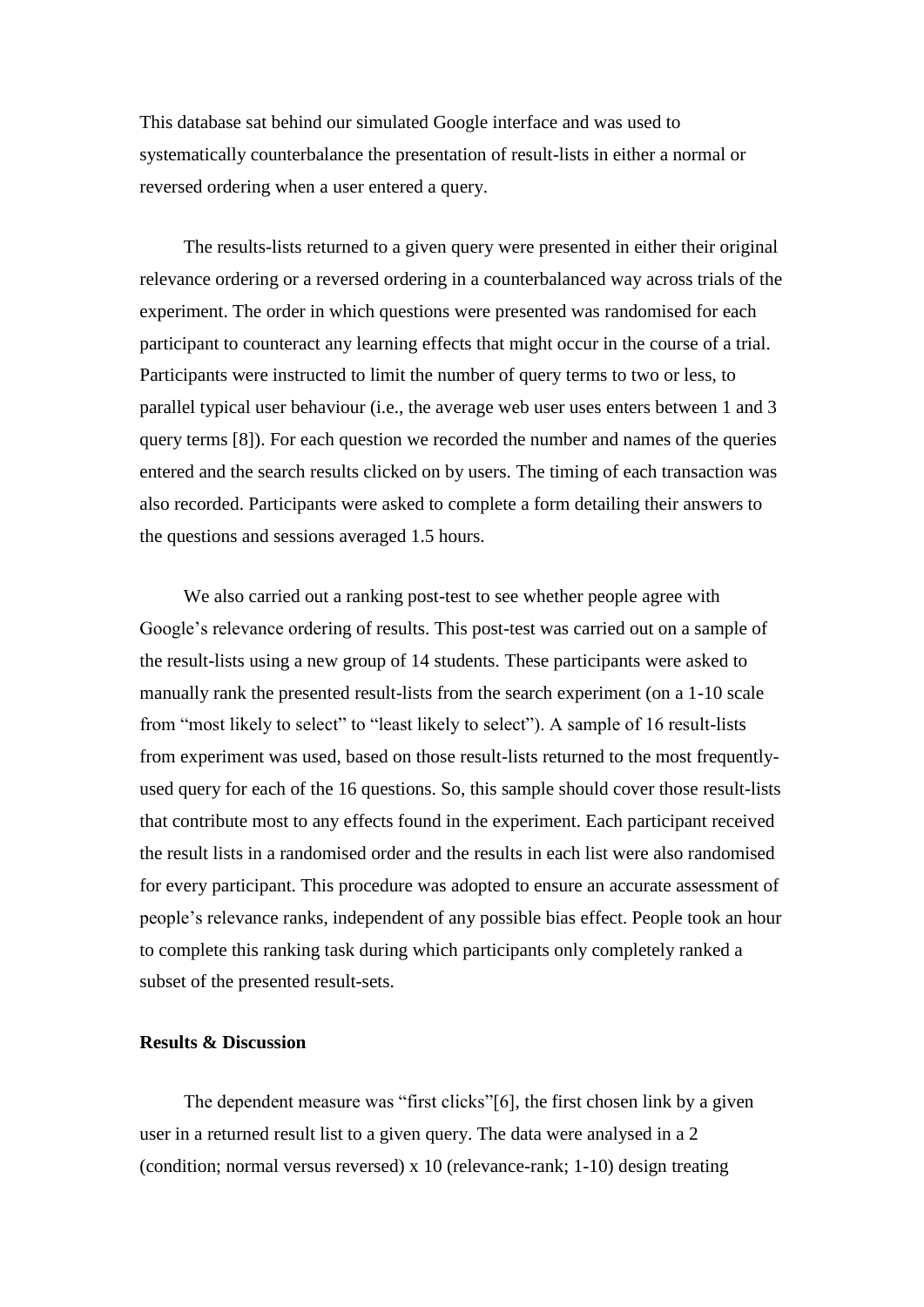This database sat behind our simulated Google interface and was used to systematically counterbalance the presentation of result-lists in either a normal or reversed ordering when a user entered a query.

The results-lists returned to a given query were presented in either their original relevance ordering or a reversed ordering in a counterbalanced way across trials of the experiment. The order in which questions were presented was randomised for each participant to counteract any learning effects that might occur in the course of a trial. Participants were instructed to limit the number of query terms to two or less, to parallel typical user behaviour (i.e., the average web user uses enters between 1 and 3 query terms [8]). For each question we recorded the number and names of the queries entered and the search results clicked on by users. The timing of each transaction was also recorded. Participants were asked to complete a form detailing their answers to the questions and sessions averaged 1.5 hours.

We also carried out a ranking post-test to see whether people agree with Google's relevance ordering of results. This post-test was carried out on a sample of the result-lists using a new group of 14 students. These participants were asked to manually rank the presented result-lists from the search experiment (on a 1-10 scale from "most likely to select" to "least likely to select"). A sample of 16 result-lists from experiment was used, based on those result-lists returned to the most frequently-used query for each of the 16 questions. So, this sample should cover those result-lists that contribute most to any effects found in the experiment. Each participant received the result lists in a randomised order and the results in each list were also randomised for every participant. This procedure was adopted to ensure an accurate assessment of people's relevance ranks, independent of any possible bias effect. People took an hour to complete this ranking task during which participants only completely ranked a subset of the presented result-sets.

**Results & Discussion**

The dependent measure was "first clicks"[6], the first chosen link by a given user in a returned result list to a given query. The data were analysed in a 2 (condition; normal versus reversed) x 10 (relevance-rank; 1-10) design treating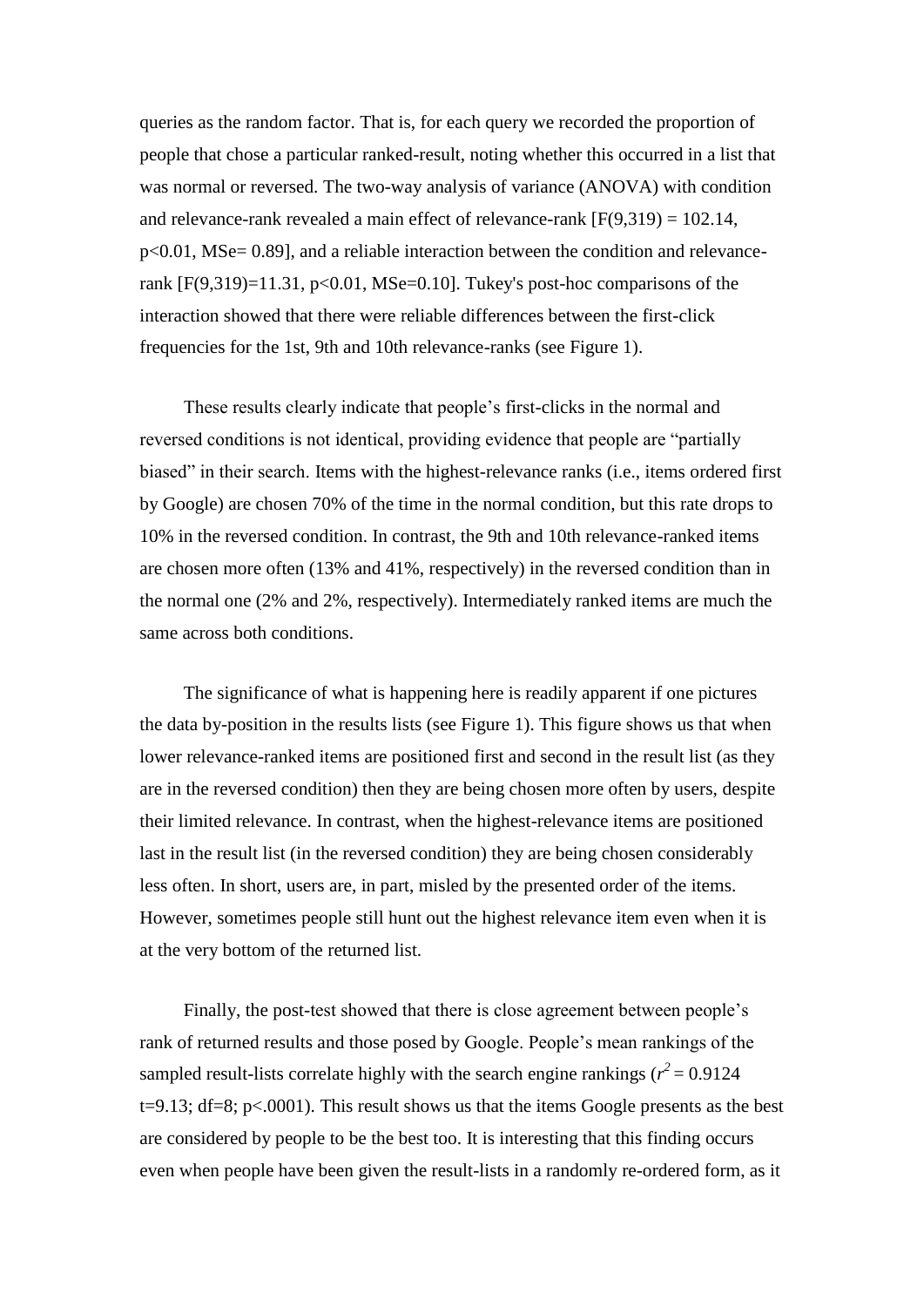queries as the random factor. That is, for each query we recorded the proportion of people that chose a particular ranked-result, noting whether this occurred in a list that was normal or reversed. The two-way analysis of variance (ANOVA) with condition and relevance-rank revealed a main effect of relevance-rank [$F(9,319) = 102.14$, $p<0.01$, $MSe= 0.89$], and a reliable interaction between the condition and relevance-rank [$F(9,319)=11.31$, $p<0.01$, $MSe=0.10$]. Tukey's post-hoc comparisons of the interaction showed that there were reliable differences between the first-click frequencies for the 1st, 9th and 10th relevance-ranks (see Figure 1).

These results clearly indicate that people's first-clicks in the normal and reversed conditions is not identical, providing evidence that people are "partially biased" in their search. Items with the highest-relevance ranks (i.e., items ordered first by Google) are chosen 70% of the time in the normal condition, but this rate drops to 10% in the reversed condition. In contrast, the 9th and 10th relevance-ranked items are chosen more often (13% and 41%, respectively) in the reversed condition than in the normal one (2% and 2%, respectively). Intermediately ranked items are much the same across both conditions.

The significance of what is happening here is readily apparent if one pictures the data by-position in the results lists (see Figure 1). This figure shows us that when lower relevance-ranked items are positioned first and second in the result list (as they are in the reversed condition) then they are being chosen more often by users, despite their limited relevance. In contrast, when the highest-relevance items are positioned last in the result list (in the reversed condition) they are being chosen considerably less often. In short, users are, in part, misled by the presented order of the items. However, sometimes people still hunt out the highest relevance item even when it is at the very bottom of the returned list.

Finally, the post-test showed that there is close agreement between people's rank of returned results and those posed by Google. People's mean rankings of the sampled result-lists correlate highly with the search engine rankings ($r^2 = 0.9124$ $t=9.13$; $df=8$; $p<.0001$). This result shows us that the items Google presents as the best are considered by people to be the best too. It is interesting that this finding occurs even when people have been given the result-lists in a randomly re-ordered form, as it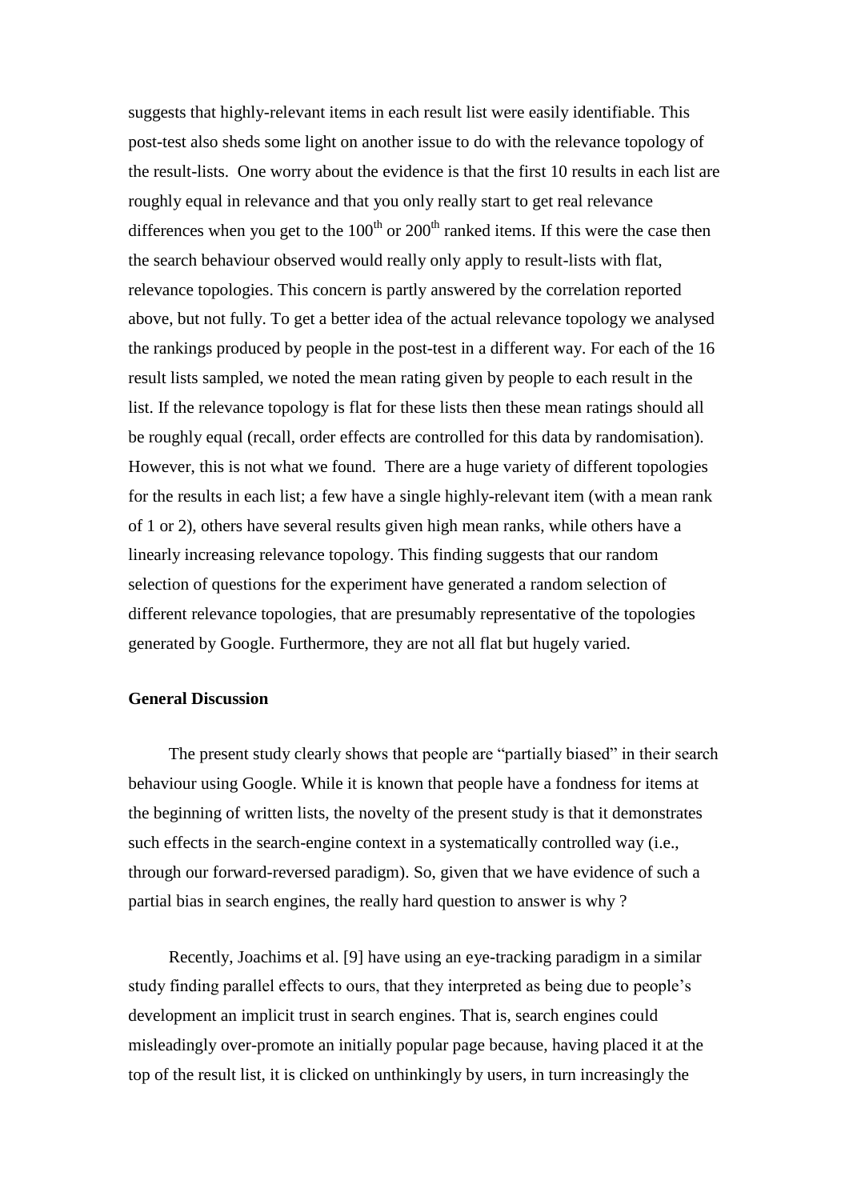suggests that highly-relevant items in each result list were easily identifiable. This post-test also sheds some light on another issue to do with the relevance topology of the result-lists. One worry about the evidence is that the first 10 results in each list are roughly equal in relevance and that you only really start to get real relevance differences when you get to the 100th or 200th ranked items. If this were the case then the search behaviour observed would really only apply to result-lists with flat, relevance topologies. This concern is partly answered by the correlation reported above, but not fully. To get a better idea of the actual relevance topology we analysed the rankings produced by people in the post-test in a different way. For each of the 16 result lists sampled, we noted the mean rating given by people to each result in the list. If the relevance topology is flat for these lists then these mean ratings should all be roughly equal (recall, order effects are controlled for this data by randomisation). However, this is not what we found. There are a huge variety of different topologies for the results in each list; a few have a single highly-relevant item (with a mean rank of 1 or 2), others have several results given high mean ranks, while others have a linearly increasing relevance topology. This finding suggests that our random selection of questions for the experiment have generated a random selection of different relevance topologies, that are presumably representative of the topologies generated by Google. Furthermore, they are not all flat but hugely varied.

**General Discussion**

The present study clearly shows that people are "partially biased" in their search behaviour using Google. While it is known that people have a fondness for items at the beginning of written lists, the novelty of the present study is that it demonstrates such effects in the search-engine context in a systematically controlled way (i.e., through our forward-reversed paradigm). So, given that we have evidence of such a partial bias in search engines, the really hard question to answer is why ?

Recently, Joachims et al. [9] have using an eye-tracking paradigm in a similar study finding parallel effects to ours, that they interpreted as being due to people's development an implicit trust in search engines. That is, search engines could misleadingly over-promote an initially popular page because, having placed it at the top of the result list, it is clicked on unthinkingly by users, in turn increasingly the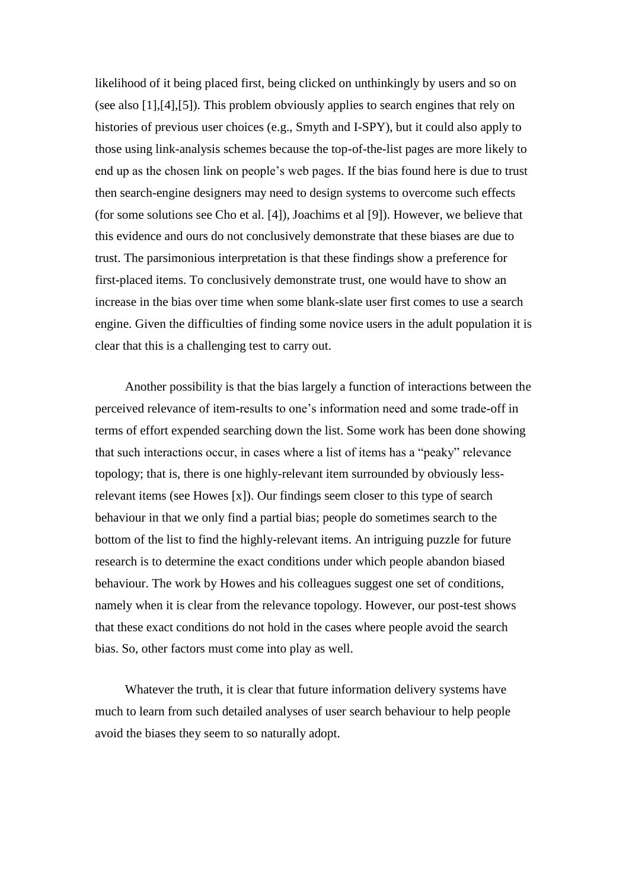likelihood of it being placed first, being clicked on unthinkingly by users and so on (see also [1],[4],[5]). This problem obviously applies to search engines that rely on histories of previous user choices (e.g., Smyth and I-SPY), but it could also apply to those using link-analysis schemes because the top-of-the-list pages are more likely to end up as the chosen link on people's web pages. If the bias found here is due to trust then search-engine designers may need to design systems to overcome such effects (for some solutions see Cho et al. [4]), Joachims et al [9]). However, we believe that this evidence and ours do not conclusively demonstrate that these biases are due to trust. The parsimonious interpretation is that these findings show a preference for first-placed items. To conclusively demonstrate trust, one would have to show an increase in the bias over time when some blank-slate user first comes to use a search engine. Given the difficulties of finding some novice users in the adult population it is clear that this is a challenging test to carry out.

Another possibility is that the bias largely a function of interactions between the perceived relevance of item-results to one's information need and some trade-off in terms of effort expended searching down the list. Some work has been done showing that such interactions occur, in cases where a list of items has a "peaky" relevance topology; that is, there is one highly-relevant item surrounded by obviously less-relevant items (see Howes [x]). Our findings seem closer to this type of search behaviour in that we only find a partial bias; people do sometimes search to the bottom of the list to find the highly-relevant items. An intriguing puzzle for future research is to determine the exact conditions under which people abandon biased behaviour. The work by Howes and his colleagues suggest one set of conditions, namely when it is clear from the relevance topology. However, our post-test shows that these exact conditions do not hold in the cases where people avoid the search bias. So, other factors must come into play as well.

Whatever the truth, it is clear that future information delivery systems have much to learn from such detailed analyses of user search behaviour to help people avoid the biases they seem to so naturally adopt.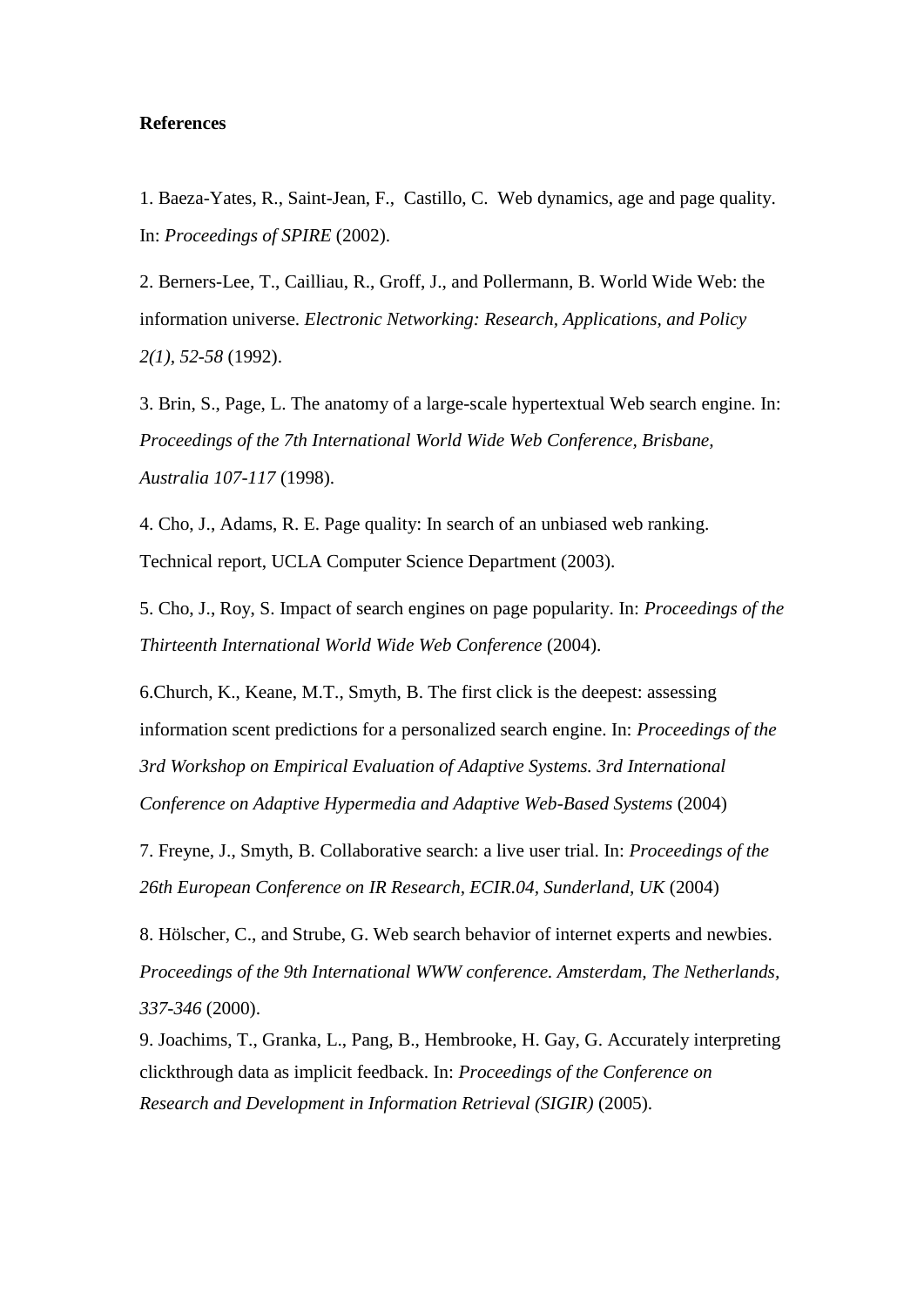**References**

1. Baeza-Yates, R., Saint-Jean, F., Castillo, C. Web dynamics, age and page quality. In: *Proceedings of SPIRE* (2002).

2. Berners-Lee, T., Cailliau, R., Groff, J., and Pollermann, B. World Wide Web: the information universe. *Electronic Networking: Research, Applications, and Policy 2(1), 52-58* (1992).

3. Brin, S., Page, L. The anatomy of a large-scale hypertextual Web search engine. In: *Proceedings of the 7th International World Wide Web Conference, Brisbane, Australia 107-117* (1998).

4. Cho, J., Adams, R. E. Page quality: In search of an unbiased web ranking. Technical report, UCLA Computer Science Department (2003).

5. Cho, J., Roy, S. Impact of search engines on page popularity. In: *Proceedings of the Thirteenth International World Wide Web Conference* (2004).

6.Church, K., Keane, M.T., Smyth, B. The first click is the deepest: assessing information scent predictions for a personalized search engine. In: *Proceedings of the 3rd Workshop on Empirical Evaluation of Adaptive Systems. 3rd International Conference on Adaptive Hypermedia and Adaptive Web-Based Systems* (2004)

7. Freyne, J., Smyth, B. Collaborative search: a live user trial. In: *Proceedings of the 26th European Conference on IR Research, ECIR.04, Sunderland, UK* (2004)

8. Hölscher, C., and Strube, G. Web search behavior of internet experts and newbies. *Proceedings of the 9th International WWW conference. Amsterdam, The Netherlands, 337-346* (2000).

9. Joachims, T., Granka, L., Pang, B., Hembrooke, H. Gay, G. Accurately interpreting clickthrough data as implicit feedback. In: *Proceedings of the Conference on Research and Development in Information Retrieval (SIGIR)* (2005).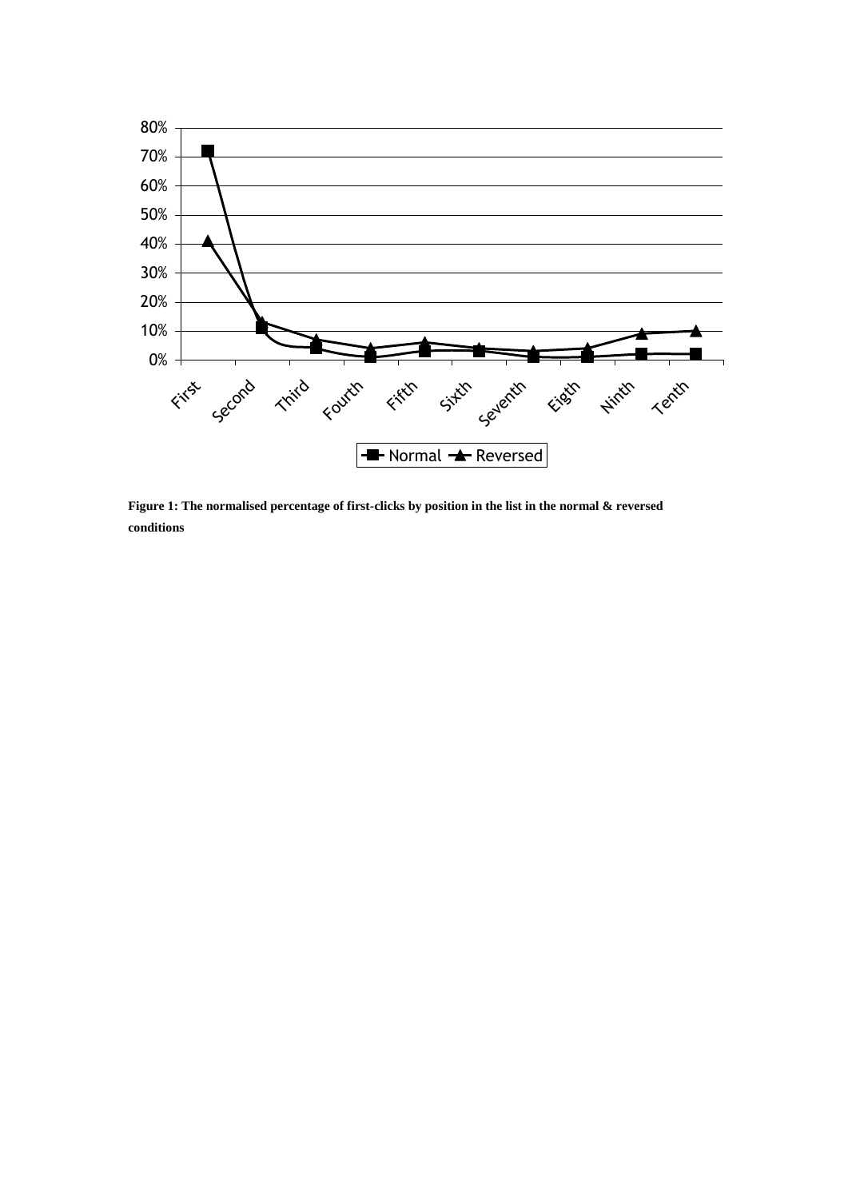80%
70%
60%
50%
40%
30%
20%
10%
0%

First
Second
Third
Fourth
Fifth
Sixth
Seventh
Eigth
Ninth
Tenth

Normal
Reversed

**Figure 1: The normalised percentage of first-clicks by position in the list in the normal & reversed conditions**